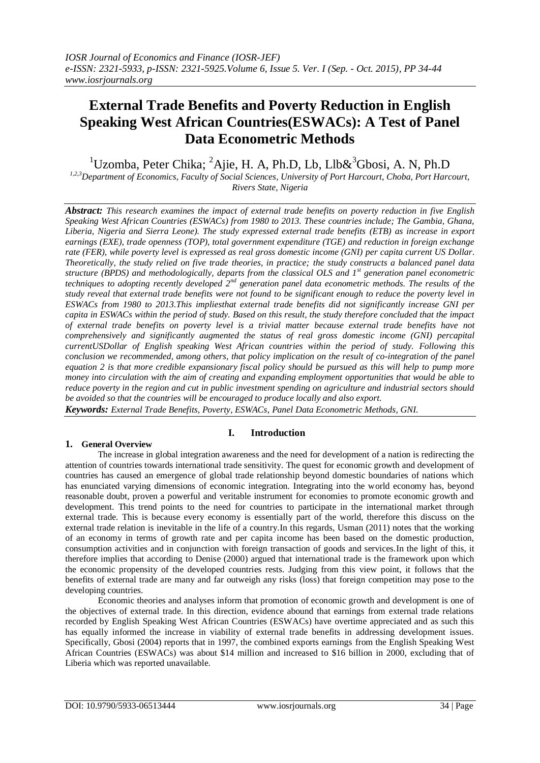# External Trade Benefits and Poverty Reduction in English Speaking West African Countries(ESWACs): A Test of Panel Data Econometric Methods

[1]Uzomba, Peter Chika; [2]Ajie, H. A, Ph.D, Lb, Llb&[3]Gbosi, A. N, Ph.D

*[1,2,3]Department of Economics, Faculty of Social Sciences, University of Port Harcourt, Choba, Port Harcourt, Rivers State, Nigeria*

***Abstract:*** *This research examines the impact of external trade benefits on poverty reduction in five English Speaking West African Countries (ESWACs) from 1980 to 2013. These countries include; The Gambia, Ghana, Liberia, Nigeria and Sierra Leone). The study expressed external trade benefits (ETB) as increase in export earnings (EXE), trade openness (TOP), total government expenditure (TGE) and reduction in foreign exchange rate (FER), while poverty level is expressed as real gross domestic income (GNI) per capita current US Dollar. Theoretically, the study relied on five trade theories, in practice; the study constructs a balanced panel data structure (BPDS) and methodologically, departs from the classical OLS and 1st generation panel econometric techniques to adopting recently developed 2nd generation panel data econometric methods. The results of the study reveal that external trade benefits were not found to be significant enough to reduce the poverty level in ESWACs from 1980 to 2013.This impliesthat external trade benefits did not significantly increase GNI per capita in ESWACs within the period of study. Based on this result, the study therefore concluded that the impact of external trade benefits on poverty level is a trivial matter because external trade benefits have not comprehensively and significantly augmented the status of real gross domestic income (GNI) percapital currentUSDollar of English speaking West African countries within the period of study. Following this conclusion we recommended, among others, that policy implication on the result of co-integration of the panel equation 2 is that more credible expansionary fiscal policy should be pursued as this will help to pump more money into circulation with the aim of creating and expanding employment opportunities that would be able to reduce poverty in the region and cut in public investment spending on agriculture and industrial sectors should be avoided so that the countries will be encouraged to produce locally and also export.*

***Keywords:*** *External Trade Benefits, Poverty, ESWACs, Panel Data Econometric Methods, GNI.*

## I. Introduction

### 1. General Overview

The increase in global integration awareness and the need for development of a nation is redirecting the attention of countries towards international trade sensitivity. The quest for economic growth and development of countries has caused an emergence of global trade relationship beyond domestic boundaries of nations which has enunciated varying dimensions of economic integration. Integrating into the world economy has, beyond reasonable doubt, proven a powerful and veritable instrument for economies to promote economic growth and development. This trend points to the need for countries to participate in the international market through external trade. This is because every economy is essentially part of the world, therefore this discuss on the external trade relation is inevitable in the life of a country.In this regards, Usman (2011) notes that the working of an economy in terms of growth rate and per capita income has been based on the domestic production, consumption activities and in conjunction with foreign transaction of goods and services.In the light of this, it therefore implies that according to Denise (2000) argued that international trade is the framework upon which the economic propensity of the developed countries rests. Judging from this view point, it follows that the benefits of external trade are many and far outweigh any risks (loss) that foreign competition may pose to the developing countries.

Economic theories and analyses inform that promotion of economic growth and development is one of the objectives of external trade. In this direction, evidence abound that earnings from external trade relations recorded by English Speaking West African Countries (ESWACs) have overtime appreciated and as such this has equally informed the increase in viability of external trade benefits in addressing development issues. Specifically, Gbosi (2004) reports that in 1997, the combined exports earnings from the English Speaking West African Countries (ESWACs) was about \$14 million and increased to \$16 billion in 2000, excluding that of Liberia which was reported unavailable.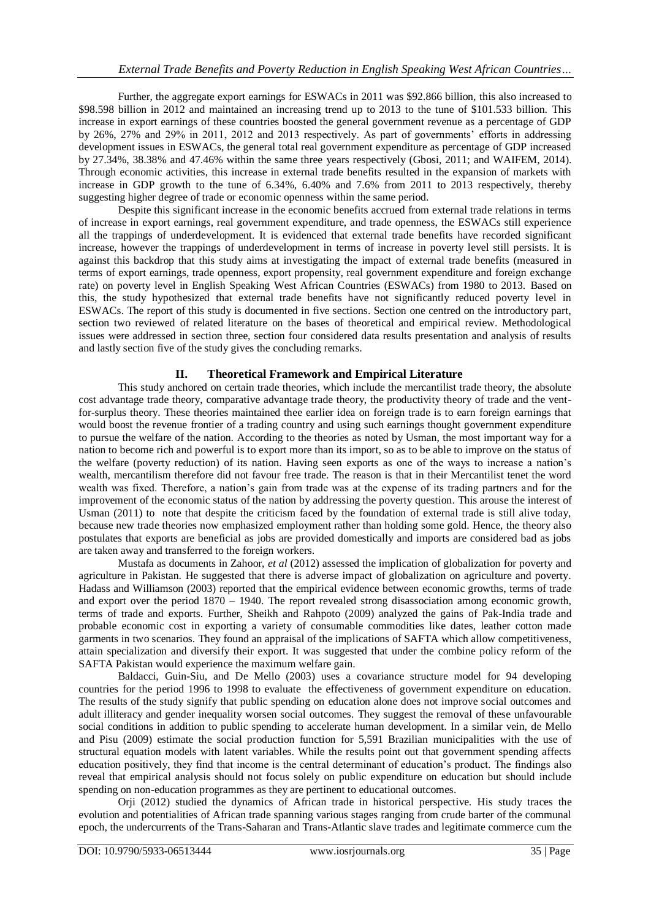Further, the aggregate export earnings for ESWACs in 2011 was $92.866 billion, this also increased to $98.598 billion in 2012 and maintained an increasing trend up to 2013 to the tune of $101.533 billion. This increase in export earnings of these countries boosted the general government revenue as a percentage of GDP by 26%, 27% and 29% in 2011, 2012 and 2013 respectively. As part of governments' efforts in addressing development issues in ESWACs, the general total real government expenditure as percentage of GDP increased by 27.34%, 38.38% and 47.46% within the same three years respectively (Gbosi, 2011; and WAIFEM, 2014). Through economic activities, this increase in external trade benefits resulted in the expansion of markets with increase in GDP growth to the tune of 6.34%, 6.40% and 7.6% from 2011 to 2013 respectively, thereby suggesting higher degree of trade or economic openness within the same period.

Despite this significant increase in the economic benefits accrued from external trade relations in terms of increase in export earnings, real government expenditure, and trade openness, the ESWACs still experience all the trappings of underdevelopment. It is evidenced that external trade benefits have recorded significant increase, however the trappings of underdevelopment in terms of increase in poverty level still persists. It is against this backdrop that this study aims at investigating the impact of external trade benefits (measured in terms of export earnings, trade openness, export propensity, real government expenditure and foreign exchange rate) on poverty level in English Speaking West African Countries (ESWACs) from 1980 to 2013. Based on this, the study hypothesized that external trade benefits have not significantly reduced poverty level in ESWACs. The report of this study is documented in five sections. Section one centred on the introductory part, section two reviewed of related literature on the bases of theoretical and empirical review. Methodological issues were addressed in section three, section four considered data results presentation and analysis of results and lastly section five of the study gives the concluding remarks.

## II. Theoretical Framework and Empirical Literature

This study anchored on certain trade theories, which include the mercantilist trade theory, the absolute cost advantage trade theory, comparative advantage trade theory, the productivity theory of trade and the vent-for-surplus theory. These theories maintained thee earlier idea on foreign trade is to earn foreign earnings that would boost the revenue frontier of a trading country and using such earnings thought government expenditure to pursue the welfare of the nation. According to the theories as noted by Usman, the most important way for a nation to become rich and powerful is to export more than its import, so as to be able to improve on the status of the welfare (poverty reduction) of its nation. Having seen exports as one of the ways to increase a nation's wealth, mercantilism therefore did not favour free trade. The reason is that in their Mercantilist tenet the word wealth was fixed. Therefore, a nation's gain from trade was at the expense of its trading partners and for the improvement of the economic status of the nation by addressing the poverty question. This arouse the interest of Usman (2011) to note that despite the criticism faced by the foundation of external trade is still alive today, because new trade theories now emphasized employment rather than holding some gold. Hence, the theory also postulates that exports are beneficial as jobs are provided domestically and imports are considered bad as jobs are taken away and transferred to the foreign workers.

Mustafa as documents in Zahoor, *et al* (2012) assessed the implication of globalization for poverty and agriculture in Pakistan. He suggested that there is adverse impact of globalization on agriculture and poverty. Hadass and Williamson (2003) reported that the empirical evidence between economic growths, terms of trade and export over the period 1870 – 1940. The report revealed strong disassociation among economic growth, terms of trade and exports. Further, Sheikh and Rahpoto (2009) analyzed the gains of Pak-India trade and probable economic cost in exporting a variety of consumable commodities like dates, leather cotton made garments in two scenarios. They found an appraisal of the implications of SAFTA which allow competitiveness, attain specialization and diversify their export. It was suggested that under the combine policy reform of the SAFTA Pakistan would experience the maximum welfare gain.

Baldacci, Guin-Siu, and De Mello (2003) uses a covariance structure model for 94 developing countries for the period 1996 to 1998 to evaluate the effectiveness of government expenditure on education. The results of the study signify that public spending on education alone does not improve social outcomes and adult illiteracy and gender inequality worsen social outcomes. They suggest the removal of these unfavourable social conditions in addition to public spending to accelerate human development. In a similar vein, de Mello and Pisu (2009) estimate the social production function for 5,591 Brazilian municipalities with the use of structural equation models with latent variables. While the results point out that government spending affects education positively, they find that income is the central determinant of education's product. The findings also reveal that empirical analysis should not focus solely on public expenditure on education but should include spending on non-education programmes as they are pertinent to educational outcomes.

Orji (2012) studied the dynamics of African trade in historical perspective. His study traces the evolution and potentialities of African trade spanning various stages ranging from crude barter of the communal epoch, the undercurrents of the Trans-Saharan and Trans-Atlantic slave trades and legitimate commerce cum the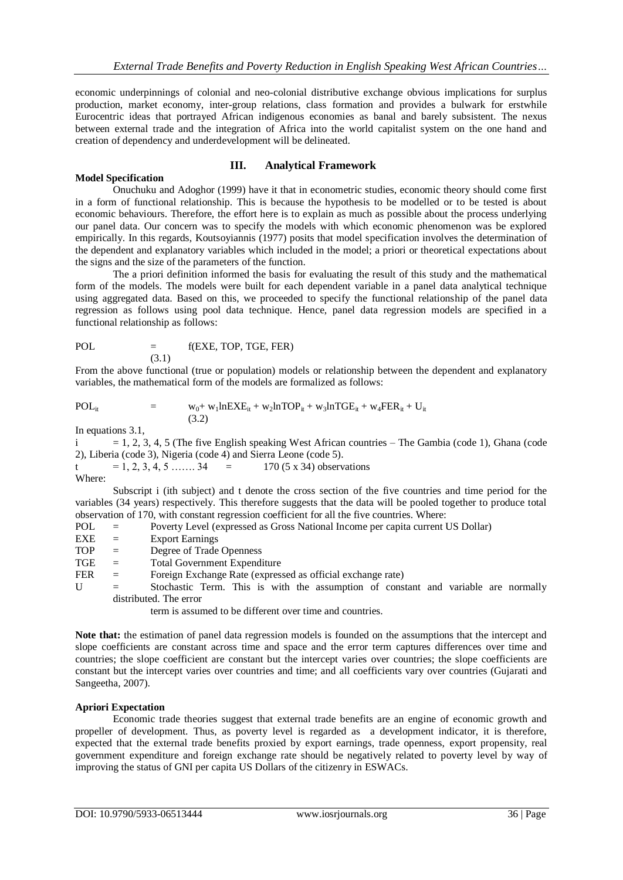economic underpinnings of colonial and neo-colonial distributive exchange obvious implications for surplus production, market economy, inter-group relations, class formation and provides a bulwark for erstwhile Eurocentric ideas that portrayed African indigenous economies as banal and barely subsistent. The nexus between external trade and the integration of Africa into the world capitalist system on the one hand and creation of dependency and underdevelopment will be delineated.

## III. Analytical Framework

**Model Specification**

Onuchuku and Adoghor (1999) have it that in econometric studies, economic theory should come first in a form of functional relationship. This is because the hypothesis to be modelled or to be tested is about economic behaviours. Therefore, the effort here is to explain as much as possible about the process underlying our panel data. Our concern was to specify the models with which economic phenomenon was be explored empirically. In this regards, Koutsoyiannis (1977) posits that model specification involves the determination of the dependent and explanatory variables which included in the model; a priori or theoretical expectations about the signs and the size of the parameters of the function.

The a priori definition informed the basis for evaluating the result of this study and the mathematical form of the models. The models were built for each dependent variable in a panel data analytical technique using aggregated data. Based on this, we proceeded to specify the functional relationship of the panel data regression as follows using pool data technique. Hence, panel data regression models are specified in a functional relationship as follows:

$$POL = f(EXE, TOP, TGE, FER) \quad (3.1)$$

From the above functional (true or population) models or relationship between the dependent and explanatory variables, the mathematical form of the models are formalized as follows:

$$POL_{it} = w_0 + w_1 lnEXE_{it} + w_2 lnTOP_{it} + w_3 lnTGE_{it} + w_4 FER_{it} + U_{it} \quad (3.2)$$

In equations 3.1,

i = 1, 2, 3, 4, 5 (The five English speaking West African countries – The Gambia (code 1), Ghana (code 2), Liberia (code 3), Nigeria (code 4) and Sierra Leone (code 5).

t = 1, 2, 3, 4, 5 ……. 34 = 170 (5 x 34) observations

Where:

Subscript i (ith subject) and t denote the cross section of the five countries and time period for the variables (34 years) respectively. This therefore suggests that the data will be pooled together to produce total observation of 170, with constant regression coefficient for all the five countries. Where:

POL = Poverty Level (expressed as Gross National Income per capita current US Dollar)
EXE = Export Earnings
TOP = Degree of Trade Openness
TGE = Total Government Expenditure
FER = Foreign Exchange Rate (expressed as official exchange rate)
U = Stochastic Term. This is with the assumption of constant and variable are normally distributed. The error term is assumed to be different over time and countries.

**Note that:** the estimation of panel data regression models is founded on the assumptions that the intercept and slope coefficients are constant across time and space and the error term captures differences over time and countries; the slope coefficient are constant but the intercept varies over countries; the slope coefficients are constant but the intercept varies over countries and time; and all coefficients vary over countries (Gujarati and Sangeetha, 2007).

**Apriori Expectation**

Economic trade theories suggest that external trade benefits are an engine of economic growth and propeller of development. Thus, as poverty level is regarded as a development indicator, it is therefore, expected that the external trade benefits proxied by export earnings, trade openness, export propensity, real government expenditure and foreign exchange rate should be negatively related to poverty level by way of improving the status of GNI per capita US Dollars of the citizenry in ESWACs.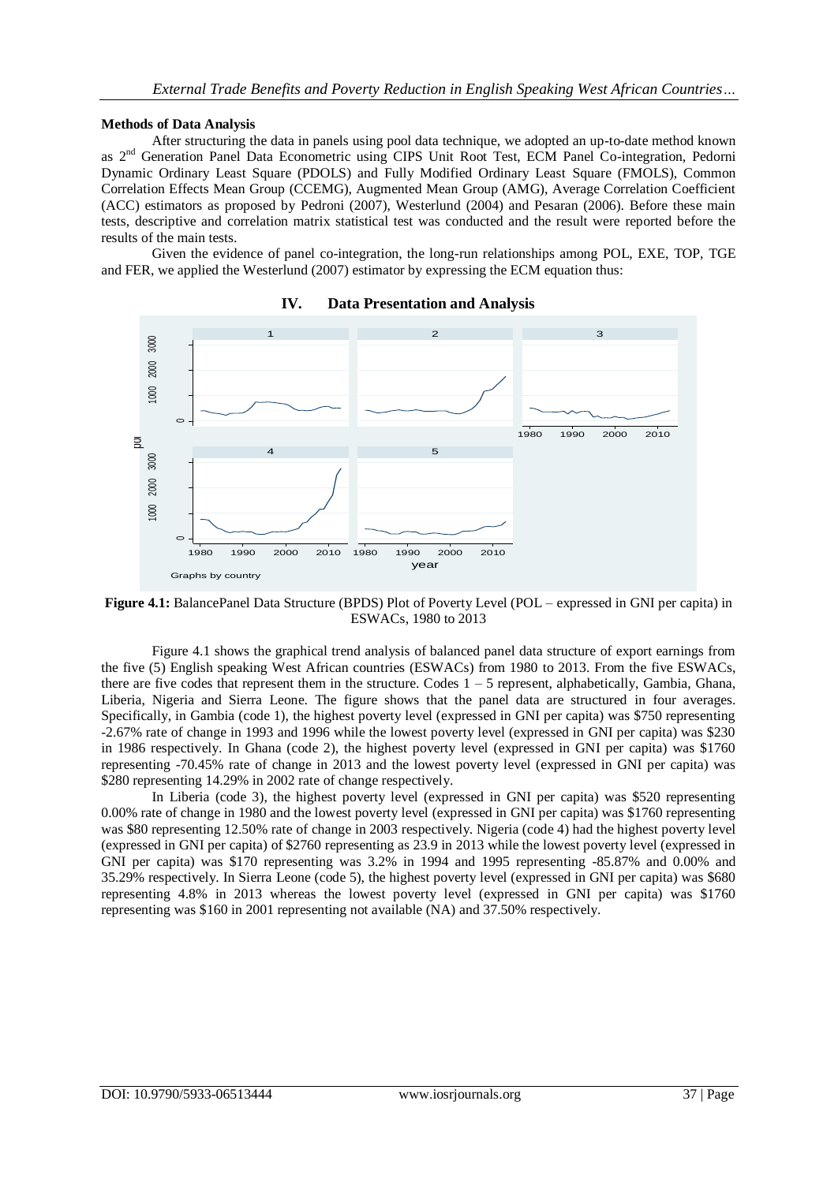**Methods of Data Analysis**

After structuring the data in panels using pool data technique, we adopted an up-to-date method known as 2nd Generation Panel Data Econometric using CIPS Unit Root Test, ECM Panel Co-integration, Pedorni Dynamic Ordinary Least Square (PDOLS) and Fully Modified Ordinary Least Square (FMOLS), Common Correlation Effects Mean Group (CCEMG), Augmented Mean Group (AMG), Average Correlation Coefficient (ACC) estimators as proposed by Pedroni (2007), Westerlund (2004) and Pesaran (2006). Before these main tests, descriptive and correlation matrix statistical test was conducted and the result were reported before the results of the main tests.

Given the evidence of panel co-integration, the long-run relationships among POL, EXE, TOP, TGE and FER, we applied the Westerlund (2007) estimator by expressing the ECM equation thus:

## IV. Data Presentation and Analysis

**Figure 4.1:** BalancePanel Data Structure (BPDS) Plot of Poverty Level (POL – expressed in GNI per capita) in ESWACs, 1980 to 2013

Figure 4.1 shows the graphical trend analysis of balanced panel data structure of export earnings from the five (5) English speaking West African countries (ESWACs) from 1980 to 2013. From the five ESWACs, there are five codes that represent them in the structure. Codes 1 – 5 represent, alphabetically, Gambia, Ghana, Liberia, Nigeria and Sierra Leone. The figure shows that the panel data are structured in four averages. Specifically, in Gambia (code 1), the highest poverty level (expressed in GNI per capita) was $750 representing -2.67% rate of change in 1993 and 1996 while the lowest poverty level (expressed in GNI per capita) was $230 in 1986 respectively. In Ghana (code 2), the highest poverty level (expressed in GNI per capita) was $1760 representing -70.45% rate of change in 2013 and the lowest poverty level (expressed in GNI per capita) was $280 representing 14.29% in 2002 rate of change respectively.

In Liberia (code 3), the highest poverty level (expressed in GNI per capita) was $520 representing 0.00% rate of change in 1980 and the lowest poverty level (expressed in GNI per capita) was $1760 representing was $80 representing 12.50% rate of change in 2003 respectively. Nigeria (code 4) had the highest poverty level (expressed in GNI per capita) of $2760 representing as 23.9 in 2013 while the lowest poverty level (expressed in GNI per capita) was $170 representing was 3.2% in 1994 and 1995 representing -85.87% and 0.00% and 35.29% respectively. In Sierra Leone (code 5), the highest poverty level (expressed in GNI per capita) was $680 representing 4.8% in 2013 whereas the lowest poverty level (expressed in GNI per capita) was $1760 representing was $160 in 2001 representing not available (NA) and 37.50% respectively.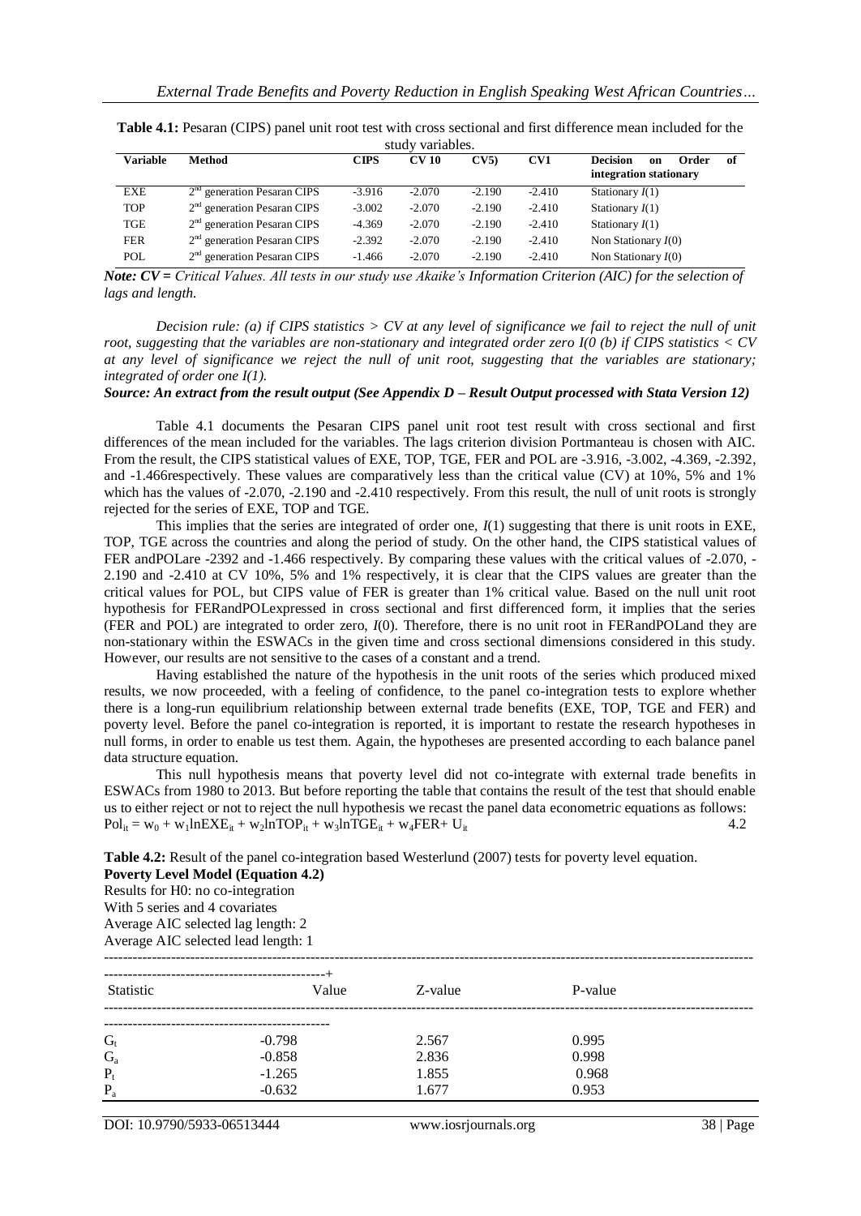**Table 4.1:** Pesaran (CIPS) panel unit root test with cross sectional and first difference mean included for the study variables.

| Variable | Method | CIPS | CV 10 | CV5) | CV1 | Decision on Order of integration stationary |
|---|---|---|---|---|---|---|
| EXE | 2nd generation Pesaran CIPS | -3.916 | -2.070 | -2.190 | -2.410 | Stationary *I*(1) |
| TOP | 2nd generation Pesaran CIPS | -3.002 | -2.070 | -2.190 | -2.410 | Stationary *I*(1) |
| TGE | 2nd generation Pesaran CIPS | -4.369 | -2.070 | -2.190 | -2.410 | Stationary *I*(1) |
| FER | 2nd generation Pesaran CIPS | -2.392 | -2.070 | -2.190 | -2.410 | Non Stationary *I*(0) |
| POL | 2nd generation Pesaran CIPS | -1.466 | -2.070 | -2.190 | -2.410 | Non Stationary *I*(0) |

***Note: CV =*** *Critical Values. All tests in our study use Akaike's Information Criterion (AIC) for the selection of lags and length.*

*Decision rule: (a) if CIPS statistics > CV at any level of significance we fail to reject the null of unit root, suggesting that the variables are non-stationary and integrated order zero I(0 (b) if CIPS statistics < CV at any level of significance we reject the null of unit root, suggesting that the variables are stationary; integrated of order one I(1).*

***Source: An extract from the result output (See Appendix D – Result Output processed with Stata Version 12)***

Table 4.1 documents the Pesaran CIPS panel unit root test result with cross sectional and first differences of the mean included for the variables. The lags criterion division Portmanteau is chosen with AIC. From the result, the CIPS statistical values of EXE, TOP, TGE, FER and POL are -3.916, -3.002, -4.369, -2.392, and -1.466respectively. These values are comparatively less than the critical value (CV) at 10%, 5% and 1% which has the values of -2.070, -2.190 and -2.410 respectively. From this result, the null of unit roots is strongly rejected for the series of EXE, TOP and TGE.

This implies that the series are integrated of order one, *I*(1) suggesting that there is unit roots in EXE, TOP, TGE across the countries and along the period of study. On the other hand, the CIPS statistical values of FER andPOLare -2392 and -1.466 respectively. By comparing these values with the critical values of -2.070, -2.190 and -2.410 at CV 10%, 5% and 1% respectively, it is clear that the CIPS values are greater than the critical values for POL, but CIPS value of FER is greater than 1% critical value. Based on the null unit root hypothesis for FERandPOLexpressed in cross sectional and first differenced form, it implies that the series (FER and POL) are integrated to order zero, *I*(0). Therefore, there is no unit root in FERandPOLand they are non-stationary within the ESWACs in the given time and cross sectional dimensions considered in this study. However, our results are not sensitive to the cases of a constant and a trend.

Having established the nature of the hypothesis in the unit roots of the series which produced mixed results, we now proceeded, with a feeling of confidence, to the panel co-integration tests to explore whether there is a long-run equilibrium relationship between external trade benefits (EXE, TOP, TGE and FER) and poverty level. Before the panel co-integration is reported, it is important to restate the research hypotheses in null forms, in order to enable us test them. Again, the hypotheses are presented according to each balance panel data structure equation.

This null hypothesis means that poverty level did not co-integrate with external trade benefits in ESWACs from 1980 to 2013. But before reporting the table that contains the result of the test that should enable us to either reject or not to reject the null hypothesis we recast the panel data econometric equations as follows:

$$Pol_{it} = w_0 + w_1 lnEXE_{it} + w_2 lnTOP_{it} + w_3 lnTGE_{it} + w_4 FER + U_{it} \quad 4.2$$

**Table 4.2:** Result of the panel co-integration based Westerlund (2007) tests for poverty level equation.

**Poverty Level Model (Equation 4.2)**

Results for H0: no co-integration
With 5 series and 4 covariates
Average AIC selected lag length: 2
Average AIC selected lead length: 1

| Statistic | Value | Z-value | P-value |
|---|---|---|---|
| $G_t$ | -0.798 | 2.567 | 0.995 |
| $G_a$ | -0.858 | 2.836 | 0.998 |
| $P_t$ | -1.265 | 1.855 | 0.968 |
| $P_a$ | -0.632 | 1.677 | 0.953 |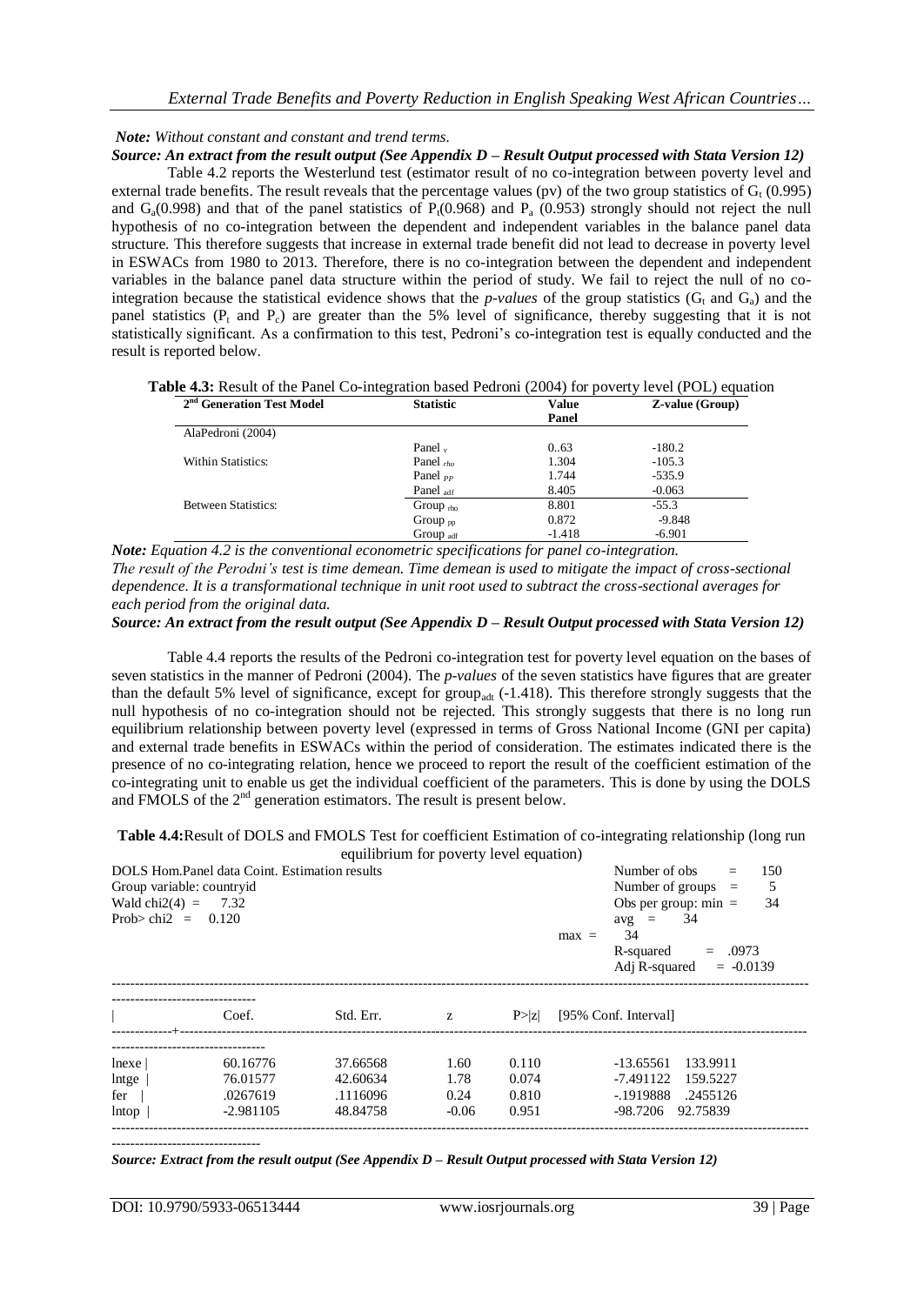*Note: Without constant and constant and trend terms.*

***Source: An extract from the result output (See Appendix D – Result Output processed with Stata Version 12)***

Table 4.2 reports the Westerlund test (estimator result of no co-integration between poverty level and external trade benefits. The result reveals that the percentage values (pv) of the two group statistics of $G_t$ (0.995) and $G_a$(0.998) and that of the panel statistics of $P_t$(0.968) and $P_a$ (0.953) strongly should not reject the null hypothesis of no co-integration between the dependent and independent variables in the balance panel data structure. This therefore suggests that increase in external trade benefit did not lead to decrease in poverty level in ESWACs from 1980 to 2013. Therefore, there is no co-integration between the dependent and independent variables in the balance panel data structure within the period of study. We fail to reject the null of no co-integration because the statistical evidence shows that the *p-values* of the group statistics ($G_t$ and $G_a$) and the panel statistics ($P_t$ and $P_c$) are greater than the 5% level of significance, thereby suggesting that it is not statistically significant. As a confirmation to this test, Pedroni's co-integration test is equally conducted and the result is reported below.

**Table 4.3:** Result of the Panel Co-integration based Pedroni (2004) for poverty level (POL) equation

| 2nd Generation Test Model | Statistic | Value Panel | Z-value (Group) |
|---|---|---|---|
| AlaPedroni (2004) | | | |
| | Panel $_v$ | 0..63 | -180.2 |
| Within Statistics: | Panel $_{rho}$ | 1.304 | -105.3 |
| | Panel $_{PP}$ | 1.744 | -535.9 |
| | Panel $_{adf}$ | 8.405 | -0.063 |
| Between Statistics: | Group $_{rho}$ | 8.801 | -55.3 |
| | Group $_{pp}$ | 0.872 | -9.848 |
| | Group $_{adf}$ | -1.418 | -6.901 |

***Note:*** *Equation 4.2 is the conventional econometric specifications for panel co-integration.*
*The result of the Perodni's test is time demean. Time demean is used to mitigate the impact of cross-sectional dependence. It is a transformational technique in unit root used to subtract the cross-sectional averages for each period from the original data.*

***Source: An extract from the result output (See Appendix D – Result Output processed with Stata Version 12)***

Table 4.4 reports the results of the Pedroni co-integration test for poverty level equation on the bases of seven statistics in the manner of Pedroni (2004). The *p-values* of the seven statistics have figures that are greater than the default 5% level of significance, except for group$_{adt}$ (-1.418). This therefore strongly suggests that the null hypothesis of no co-integration should not be rejected. This strongly suggests that there is no long run equilibrium relationship between poverty level (expressed in terms of Gross National Income (GNI per capita) and external trade benefits in ESWACs within the period of consideration. The estimates indicated there is the presence of no co-integrating relation, hence we proceed to report the result of the coefficient estimation of the co-integrating unit to enable us get the individual coefficient of the parameters. This is done by using the DOLS and FMOLS of the 2nd generation estimators. The result is present below.

**Table 4.4:**Result of DOLS and FMOLS Test for coefficient Estimation of co-integrating relationship (long run equilibrium for poverty level equation)

```
DOLS Hom.Panel data Coint. Estimation results                    Number of obs      =    150
Group variable: countryid                                        Number of groups   =      5
Wald chi2(4) =     7.32                                          Obs per group: min =     34
Prob> chi2  =    0.120                                           avg  =      34
                                                          max =  34
                                                                 R-squared       =  .0973
                                                                 Adj R-squared    = -0.0139
--------------------------------------------------------------------------------------------
|          Coef.        Std. Err.      z       P>|z|     [95% Conf. Interval]
-------------+------------------------------------------------------------------------------
lnexe |     60.16776     37.66568     1.60    0.110      -13.65561   133.9911
lntge |     76.01577     42.60634     1.78    0.074      -7.491122   159.5227
fer   |     .0267619     .1116096     0.24    0.810      -.1919888   .2455126
lntop |    -2.981105     48.84758    -0.06    0.951      -98.7206    92.75839
--------------------------------------------------------------------------------------------
```

***Source: Extract from the result output (See Appendix D – Result Output processed with Stata Version 12)***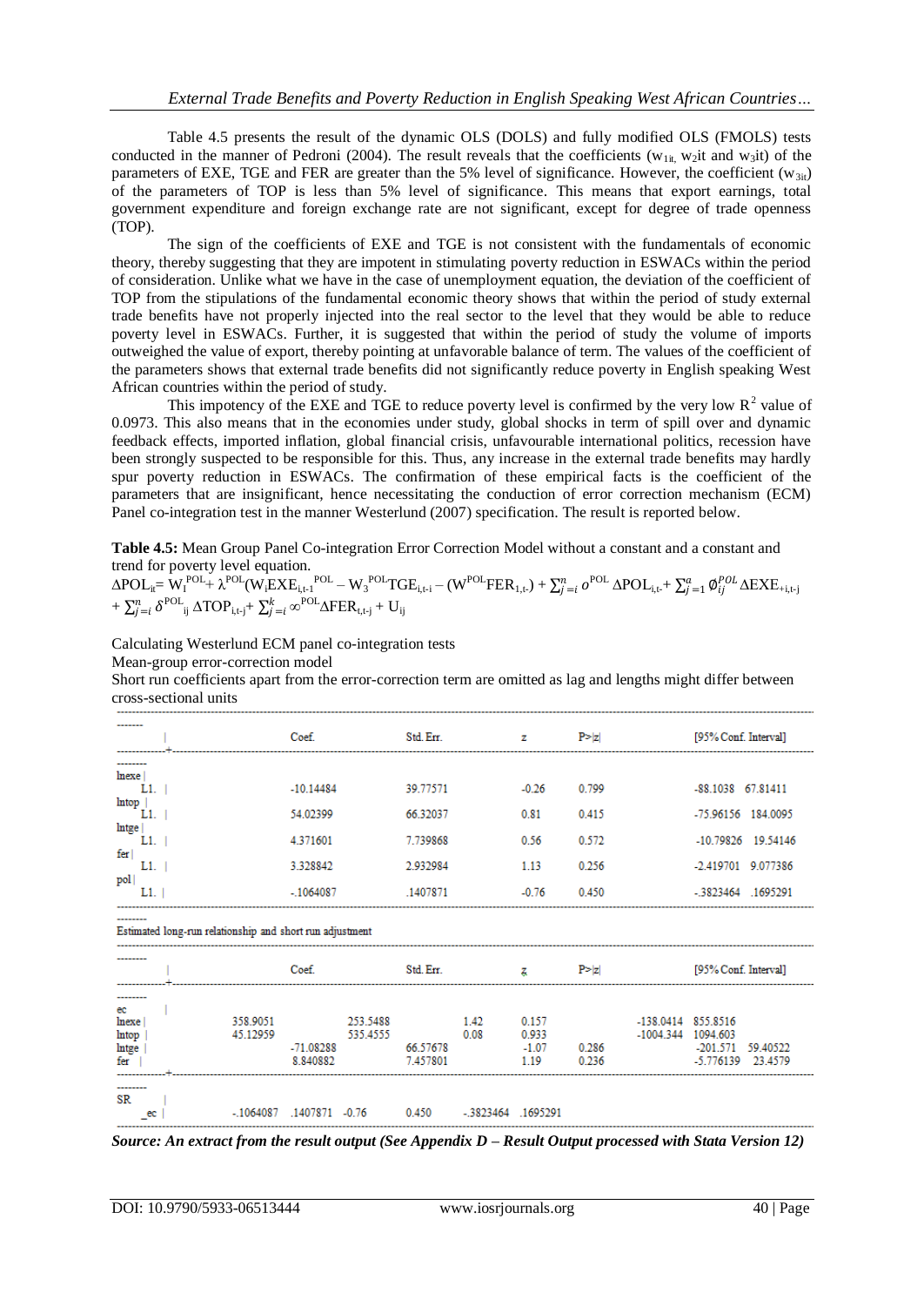Table 4.5 presents the result of the dynamic OLS (DOLS) and fully modified OLS (FMOLS) tests conducted in the manner of Pedroni (2004). The result reveals that the coefficients ($w_{1it}$, $w_{2it}$ and $w_{3it}$) of the parameters of EXE, TGE and FER are greater than the 5% level of significance. However, the coefficient ($w_{3it}$) of the parameters of TOP is less than 5% level of significance. This means that export earnings, total government expenditure and foreign exchange rate are not significant, except for degree of trade openness (TOP).

The sign of the coefficients of EXE and TGE is not consistent with the fundamentals of economic theory, thereby suggesting that they are impotent in stimulating poverty reduction in ESWACs within the period of consideration. Unlike what we have in the case of unemployment equation, the deviation of the coefficient of TOP from the stipulations of the fundamental economic theory shows that within the period of study external trade benefits have not properly injected into the real sector to the level that they would be able to reduce poverty level in ESWACs. Further, it is suggested that within the period of study the volume of imports outweighed the value of export, thereby pointing at unfavorable balance of term. The values of the coefficient of the parameters shows that external trade benefits did not significantly reduce poverty in English speaking West African countries within the period of study.

This impotency of the EXE and TGE to reduce poverty level is confirmed by the very low $R^2$ value of 0.0973. This also means that in the economies under study, global shocks in term of spill over and dynamic feedback effects, imported inflation, global financial crisis, unfavourable international politics, recession have been strongly suspected to be responsible for this. Thus, any increase in the external trade benefits may hardly spur poverty reduction in ESWACs. The confirmation of these empirical facts is the coefficient of the parameters that are insignificant, hence necessitating the conduction of error correction mechanism (ECM) Panel co-integration test in the manner Westerlund (2007) specification. The result is reported below.

**Table 4.5:** Mean Group Panel Co-integration Error Correction Model without a constant and a constant and trend for poverty level equation.

$$\Delta POL_{it} = W_I^{POL} + \lambda^{POL}(W_i EXE_{i,t-1}{}^{POL} - W_3{}^{POL} TGE_{i,t-i} - (W^{POL} FER_{1,t-}) + \sum_{j=i}^{n} o^{POL} \Delta POL_{i,t-} + \sum_{j=1}^{a} \emptyset_{ij}^{POL} \Delta EXE_{+i,t-j} + \sum_{j=i}^{n} \delta^{POL}{}_{ij} \Delta TOP_{i,t-j} + \sum_{j=i}^{k} \infty^{POL} \Delta FER_{t,t-j} + U_{ij}$$

Calculating Westerlund ECM panel co-integration tests

Mean-group error-correction model

Short run coefficients apart from the error-correction term are omitted as lag and lengths might differ between cross-sectional units

| | Coef. | Std. Err. | z | P>\|z\| | [95% Conf. Interval] | |
|---|---|---|---|---|---|---|
| lnexe L1. | -10.14484 | 39.77571 | -0.26 | 0.799 | -88.1038 | 67.81411 |
| lntop L1. | 54.02399 | 66.32037 | 0.81 | 0.415 | -75.96156 | 184.0095 |
| lntge L1. | 4.371601 | 7.739868 | 0.56 | 0.572 | -10.79826 | 19.54146 |
| fer L1. | 3.328842 | 2.932984 | 1.13 | 0.256 | -2.419701 | 9.077386 |
| pol L1. | -.1064087 | .1407871 | -0.76 | 0.450 | -.3823464 | .1695291 |

Estimated long-run relationship and short run adjustment

| | Coef. | Std. Err. | z | P>\|z\| | [95% Conf. Interval] | |
|---|---|---|---|---|---|---|
| ec | | | | | | |
| lnexe | 358.9051 | 253.5488 | 1.42 | 0.157 | -138.0414 | 855.8516 |
| lntop | 45.12959 | 535.4555 | 0.08 | 0.933 | -1004.344 | 1094.603 |
| lntge | -71.08288 | 66.57678 | -1.07 | 0.286 | -201.571 | 59.40522 |
| fer | 8.840882 | 7.457801 | 1.19 | 0.236 | -5.776139 | 23.4579 |
| SR _ec | -.1064087 | .1407871 | -0.76 | 0.450 | -.3823464 | .1695291 |

***Source: An extract from the result output (See Appendix D – Result Output processed with Stata Version 12)***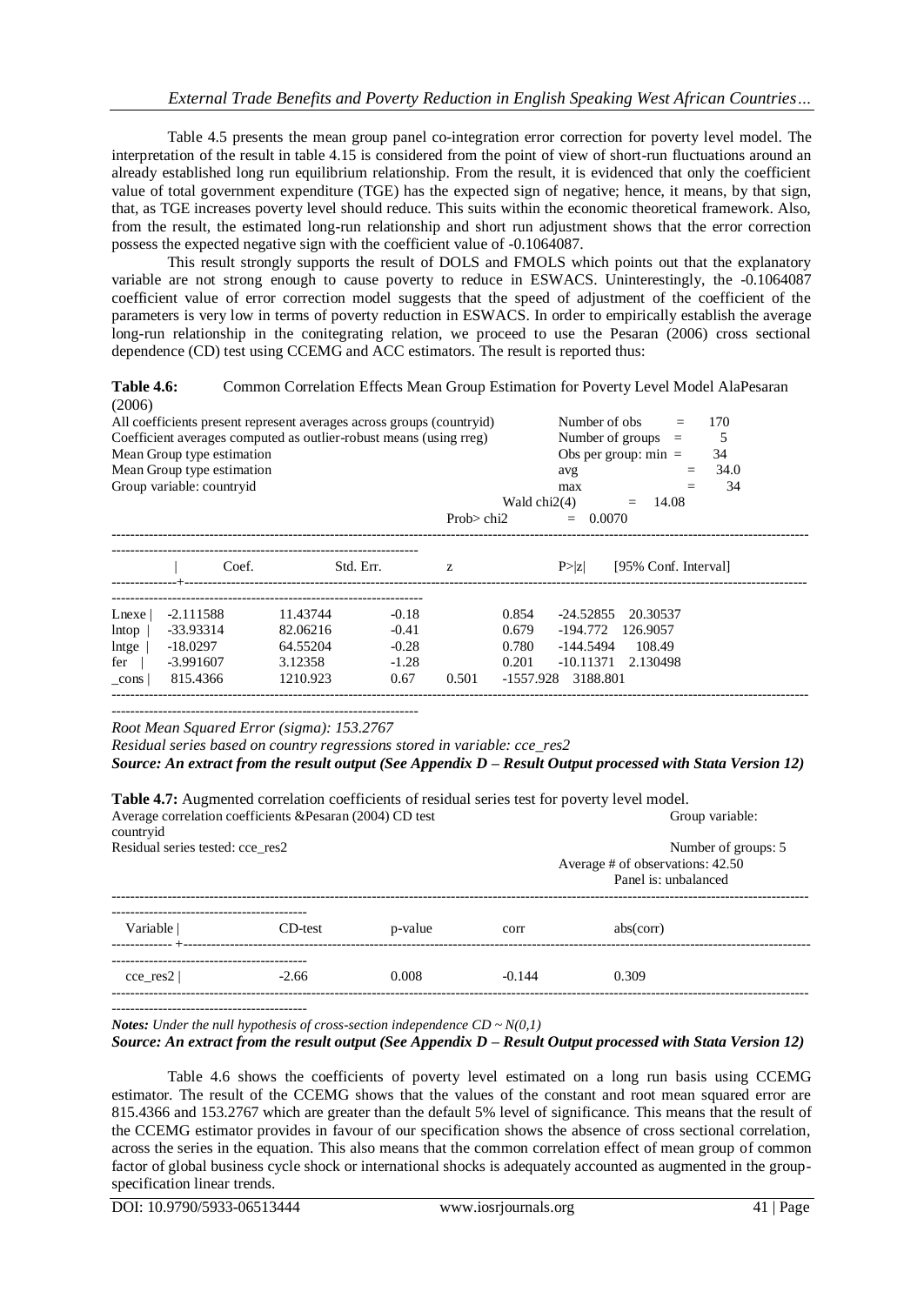Table 4.5 presents the mean group panel co-integration error correction for poverty level model. The interpretation of the result in table 4.15 is considered from the point of view of short-run fluctuations around an already established long run equilibrium relationship. From the result, it is evidenced that only the coefficient value of total government expenditure (TGE) has the expected sign of negative; hence, it means, by that sign, that, as TGE increases poverty level should reduce. This suits within the economic theoretical framework. Also, from the result, the estimated long-run relationship and short run adjustment shows that the error correction possess the expected negative sign with the coefficient value of -0.1064087.

This result strongly supports the result of DOLS and FMOLS which points out that the explanatory variable are not strong enough to cause poverty to reduce in ESWACS. Uninterestingly, the -0.1064087 coefficient value of error correction model suggests that the speed of adjustment of the coefficient of the parameters is very low in terms of poverty reduction in ESWACS. In order to empirically establish the average long-run relationship in the conitegrating relation, we proceed to use the Pesaran (2006) cross sectional dependence (CD) test using CCEMG and ACC estimators. The result is reported thus:

**Table 4.6:** Common Correlation Effects Mean Group Estimation for Poverty Level Model AlaPesaran (2006)

All coefficients present represent averages across groups (countryid)
Coefficient averages computed as outlier-robust means (using rreg)
Mean Group type estimation
Mean Group type estimation
Group variable: countryid

Number of obs = 170
Number of groups = 5
Obs per group: min = 34
avg = 34.0
max = 34
Wald chi2(4) = 14.08
Prob> chi2 = 0.0070

| | Coef. | Std. Err. | z | P>\|z\| | [95% Conf. Interval] | |
|---|---|---|---|---|---|---|
| Lnexe | -2.111588 | 11.43744 | -0.18 | 0.854 | -24.52855 | 20.30537 |
| lntop | -33.93314 | 82.06216 | -0.41 | 0.679 | -194.772 | 126.9057 |
| lntge | -18.0297 | 64.55204 | -0.28 | 0.780 | -144.5494 | 108.49 |
| fer | -3.991607 | 3.12358 | -1.28 | 0.201 | -10.11371 | 2.130498 |
| _cons | 815.4366 | 1210.923 | 0.67 | 0.501 | -1557.928 | 3188.801 |

*Root Mean Squared Error (sigma): 153.2767*
*Residual series based on country regressions stored in variable: cce_res2*
***Source: An extract from the result output (See Appendix D – Result Output processed with Stata Version 12)***

**Table 4.7:** Augmented correlation coefficients of residual series test for poverty level model.

Average correlation coefficients &Pesaran (2004) CD test
Group variable: countryid
Residual series tested: cce_res2
Number of groups: 5
Average # of observations: 42.50
Panel is: unbalanced

| Variable | CD-test | p-value | corr | abs(corr) |
|---|---|---|---|---|
| cce_res2 | -2.66 | 0.008 | -0.144 | 0.309 |

***Notes:** Under the null hypothesis of cross-section independence CD ~ N(0,1)*
***Source: An extract from the result output (See Appendix D – Result Output processed with Stata Version 12)***

Table 4.6 shows the coefficients of poverty level estimated on a long run basis using CCEMG estimator. The result of the CCEMG shows that the values of the constant and root mean squared error are 815.4366 and 153.2767 which are greater than the default 5% level of significance. This means that the result of the CCEMG estimator provides in favour of our specification shows the absence of cross sectional correlation, across the series in the equation. This also means that the common correlation effect of mean group of common factor of global business cycle shock or international shocks is adequately accounted as augmented in the group-specification linear trends.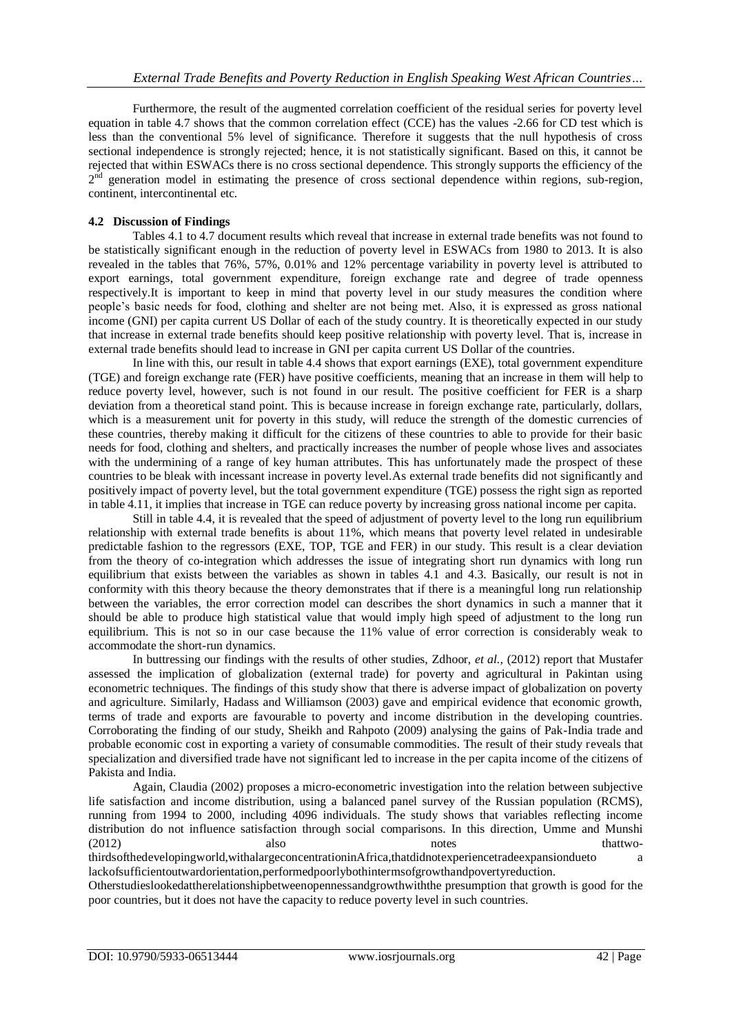Furthermore, the result of the augmented correlation coefficient of the residual series for poverty level equation in table 4.7 shows that the common correlation effect (CCE) has the values -2.66 for CD test which is less than the conventional 5% level of significance. Therefore it suggests that the null hypothesis of cross sectional independence is strongly rejected; hence, it is not statistically significant. Based on this, it cannot be rejected that within ESWACs there is no cross sectional dependence. This strongly supports the efficiency of the 2nd generation model in estimating the presence of cross sectional dependence within regions, sub-region, continent, intercontinental etc.

### 4.2 Discussion of Findings

Tables 4.1 to 4.7 document results which reveal that increase in external trade benefits was not found to be statistically significant enough in the reduction of poverty level in ESWACs from 1980 to 2013. It is also revealed in the tables that 76%, 57%, 0.01% and 12% percentage variability in poverty level is attributed to export earnings, total government expenditure, foreign exchange rate and degree of trade openness respectively.It is important to keep in mind that poverty level in our study measures the condition where people's basic needs for food, clothing and shelter are not being met. Also, it is expressed as gross national income (GNI) per capita current US Dollar of each of the study country. It is theoretically expected in our study that increase in external trade benefits should keep positive relationship with poverty level. That is, increase in external trade benefits should lead to increase in GNI per capita current US Dollar of the countries.

In line with this, our result in table 4.4 shows that export earnings (EXE), total government expenditure (TGE) and foreign exchange rate (FER) have positive coefficients, meaning that an increase in them will help to reduce poverty level, however, such is not found in our result. The positive coefficient for FER is a sharp deviation from a theoretical stand point. This is because increase in foreign exchange rate, particularly, dollars, which is a measurement unit for poverty in this study, will reduce the strength of the domestic currencies of these countries, thereby making it difficult for the citizens of these countries to able to provide for their basic needs for food, clothing and shelters, and practically increases the number of people whose lives and associates with the undermining of a range of key human attributes. This has unfortunately made the prospect of these countries to be bleak with incessant increase in poverty level.As external trade benefits did not significantly and positively impact of poverty level, but the total government expenditure (TGE) possess the right sign as reported in table 4.11, it implies that increase in TGE can reduce poverty by increasing gross national income per capita.

Still in table 4.4, it is revealed that the speed of adjustment of poverty level to the long run equilibrium relationship with external trade benefits is about 11%, which means that poverty level related in undesirable predictable fashion to the regressors (EXE, TOP, TGE and FER) in our study. This result is a clear deviation from the theory of co-integration which addresses the issue of integrating short run dynamics with long run equilibrium that exists between the variables as shown in tables 4.1 and 4.3. Basically, our result is not in conformity with this theory because the theory demonstrates that if there is a meaningful long run relationship between the variables, the error correction model can describes the short dynamics in such a manner that it should be able to produce high statistical value that would imply high speed of adjustment to the long run equilibrium. This is not so in our case because the 11% value of error correction is considerably weak to accommodate the short-run dynamics.

In buttressing our findings with the results of other studies, Zdhoor, *et al.*, (2012) report that Mustafer assessed the implication of globalization (external trade) for poverty and agricultural in Pakintan using econometric techniques. The findings of this study show that there is adverse impact of globalization on poverty and agriculture. Similarly, Hadass and Williamson (2003) gave and empirical evidence that economic growth, terms of trade and exports are favourable to poverty and income distribution in the developing countries. Corroborating the finding of our study, Sheikh and Rahpoto (2009) analysing the gains of Pak-India trade and probable economic cost in exporting a variety of consumable commodities. The result of their study reveals that specialization and diversified trade have not significant led to increase in the per capita income of the citizens of Pakista and India.

Again, Claudia (2002) proposes a micro-econometric investigation into the relation between subjective life satisfaction and income distribution, using a balanced panel survey of the Russian population (RCMS), running from 1994 to 2000, including 4096 individuals. The study shows that variables reflecting income distribution do not influence satisfaction through social comparisons. In this direction, Umme and Munshi (2012) also notes thattwo-thirdsofthedevelopingworld,withalargeconcentrationinAfrica,thatdidnotexperiencetradeexpansiondueto a lackofsufficientoutwardorientation,performedpoorlybothintermsofgrowthandpovertyreduction. Otherstudieslookedattherelationshipbetweenopennessandgrowthwiththe presumption that growth is good for the poor countries, but it does not have the capacity to reduce poverty level in such countries.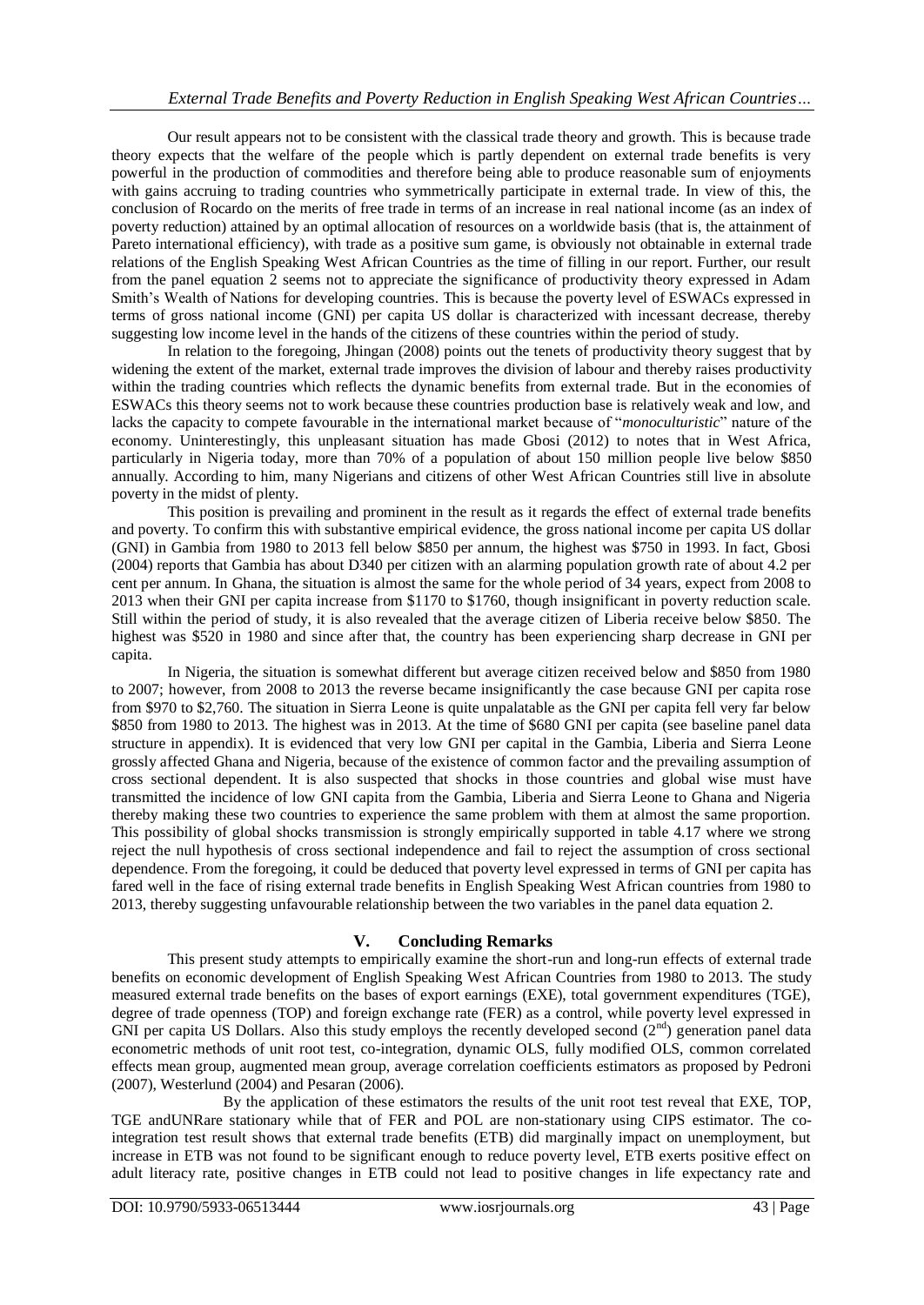Our result appears not to be consistent with the classical trade theory and growth. This is because trade theory expects that the welfare of the people which is partly dependent on external trade benefits is very powerful in the production of commodities and therefore being able to produce reasonable sum of enjoyments with gains accruing to trading countries who symmetrically participate in external trade. In view of this, the conclusion of Rocardo on the merits of free trade in terms of an increase in real national income (as an index of poverty reduction) attained by an optimal allocation of resources on a worldwide basis (that is, the attainment of Pareto international efficiency), with trade as a positive sum game, is obviously not obtainable in external trade relations of the English Speaking West African Countries as the time of filling in our report. Further, our result from the panel equation 2 seems not to appreciate the significance of productivity theory expressed in Adam Smith's Wealth of Nations for developing countries. This is because the poverty level of ESWACs expressed in terms of gross national income (GNI) per capita US dollar is characterized with incessant decrease, thereby suggesting low income level in the hands of the citizens of these countries within the period of study.

In relation to the foregoing, Jhingan (2008) points out the tenets of productivity theory suggest that by widening the extent of the market, external trade improves the division of labour and thereby raises productivity within the trading countries which reflects the dynamic benefits from external trade. But in the economies of ESWACs this theory seems not to work because these countries production base is relatively weak and low, and lacks the capacity to compete favourable in the international market because of "*monoculturistic*" nature of the economy. Uninterestingly, this unpleasant situation has made Gbosi (2012) to notes that in West Africa, particularly in Nigeria today, more than 70% of a population of about 150 million people live below \$850 annually. According to him, many Nigerians and citizens of other West African Countries still live in absolute poverty in the midst of plenty.

This position is prevailing and prominent in the result as it regards the effect of external trade benefits and poverty. To confirm this with substantive empirical evidence, the gross national income per capita US dollar (GNI) in Gambia from 1980 to 2013 fell below \$850 per annum, the highest was \$750 in 1993. In fact, Gbosi (2004) reports that Gambia has about D340 per citizen with an alarming population growth rate of about 4.2 per cent per annum. In Ghana, the situation is almost the same for the whole period of 34 years, expect from 2008 to 2013 when their GNI per capita increase from \$1170 to \$1760, though insignificant in poverty reduction scale. Still within the period of study, it is also revealed that the average citizen of Liberia receive below \$850. The highest was \$520 in 1980 and since after that, the country has been experiencing sharp decrease in GNI per capita.

In Nigeria, the situation is somewhat different but average citizen received below and \$850 from 1980 to 2007; however, from 2008 to 2013 the reverse became insignificantly the case because GNI per capita rose from \$970 to \$2,760. The situation in Sierra Leone is quite unpalatable as the GNI per capita fell very far below \$850 from 1980 to 2013. The highest was in 2013. At the time of \$680 GNI per capita (see baseline panel data structure in appendix). It is evidenced that very low GNI per capital in the Gambia, Liberia and Sierra Leone grossly affected Ghana and Nigeria, because of the existence of common factor and the prevailing assumption of cross sectional dependent. It is also suspected that shocks in those countries and global wise must have transmitted the incidence of low GNI capita from the Gambia, Liberia and Sierra Leone to Ghana and Nigeria thereby making these two countries to experience the same problem with them at almost the same proportion. This possibility of global shocks transmission is strongly empirically supported in table 4.17 where we strong reject the null hypothesis of cross sectional independence and fail to reject the assumption of cross sectional dependence. From the foregoing, it could be deduced that poverty level expressed in terms of GNI per capita has fared well in the face of rising external trade benefits in English Speaking West African countries from 1980 to 2013, thereby suggesting unfavourable relationship between the two variables in the panel data equation 2.

## V. Concluding Remarks

This present study attempts to empirically examine the short-run and long-run effects of external trade benefits on economic development of English Speaking West African Countries from 1980 to 2013. The study measured external trade benefits on the bases of export earnings (EXE), total government expenditures (TGE), degree of trade openness (TOP) and foreign exchange rate (FER) as a control, while poverty level expressed in GNI per capita US Dollars. Also this study employs the recently developed second ($2^{nd}$) generation panel data econometric methods of unit root test, co-integration, dynamic OLS, fully modified OLS, common correlated effects mean group, augmented mean group, average correlation coefficients estimators as proposed by Pedroni (2007), Westerlund (2004) and Pesaran (2006).

By the application of these estimators the results of the unit root test reveal that EXE, TOP, TGE andUNRare stationary while that of FER and POL are non-stationary using CIPS estimator. The co-integration test result shows that external trade benefits (ETB) did marginally impact on unemployment, but increase in ETB was not found to be significant enough to reduce poverty level, ETB exerts positive effect on adult literacy rate, positive changes in ETB could not lead to positive changes in life expectancy rate and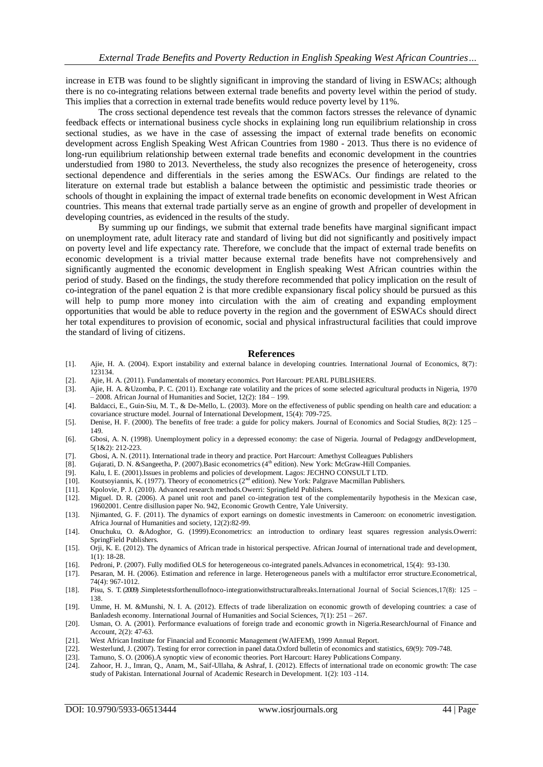increase in ETB was found to be slightly significant in improving the standard of living in ESWACs; although there is no co-integrating relations between external trade benefits and poverty level within the period of study. This implies that a correction in external trade benefits would reduce poverty level by 11%.

The cross sectional dependence test reveals that the common factors stresses the relevance of dynamic feedback effects or international business cycle shocks in explaining long run equilibrium relationship in cross sectional studies, as we have in the case of assessing the impact of external trade benefits on economic development across English Speaking West African Countries from 1980 - 2013. Thus there is no evidence of long-run equilibrium relationship between external trade benefits and economic development in the countries understudied from 1980 to 2013. Nevertheless, the study also recognizes the presence of heterogeneity, cross sectional dependence and differentials in the series among the ESWACs. Our findings are related to the literature on external trade but establish a balance between the optimistic and pessimistic trade theories or schools of thought in explaining the impact of external trade benefits on economic development in West African countries. This means that external trade partially serve as an engine of growth and propeller of development in developing countries, as evidenced in the results of the study.

By summing up our findings, we submit that external trade benefits have marginal significant impact on unemployment rate, adult literacy rate and standard of living but did not significantly and positively impact on poverty level and life expectancy rate. Therefore, we conclude that the impact of external trade benefits on economic development is a trivial matter because external trade benefits have not comprehensively and significantly augmented the economic development in English speaking West African countries within the period of study. Based on the findings, the study therefore recommended that policy implication on the result of co-integration of the panel equation 2 is that more credible expansionary fiscal policy should be pursued as this will help to pump more money into circulation with the aim of creating and expanding employment opportunities that would be able to reduce poverty in the region and the government of ESWACs should direct her total expenditures to provision of economic, social and physical infrastructural facilities that could improve the standard of living of citizens.

## References

[1]. Ajie, H. A. (2004). Export instability and external balance in developing countries. International Journal of Economics, 8(7): 123134.

[2]. Ajie, H. A. (2011). Fundamentals of monetary economics. Port Harcourt: PEARL PUBLISHERS.

[3]. Ajie, H. A. &Uzomba, P. C. (2011). Exchange rate volatility and the prices of some selected agricultural products in Nigeria, 1970 – 2008. African Journal of Humanities and Societ, 12(2): 184 – 199.

[4]. Baldacci, E., Guin-Siu, M. T., & De-Mello, L. (2003). More on the effectiveness of public spending on health care and education: a covariance structure model. Journal of International Development, 15(4): 709-725.

[5]. Denise, H. F. (2000). The benefits of free trade: a guide for policy makers. Journal of Economics and Social Studies, 8(2): 125 – 149.

[6]. Gbosi, A. N. (1998). Unemployment policy in a depressed economy: the case of Nigeria. Journal of Pedagogy andDevelopment, 5(1&2): 212-223.

[7]. Gbosi, A. N. (2011). International trade in theory and practice. Port Harcourt: Amethyst Colleagues Publishers

[8]. Gujarati, D. N. &Sangeetha, P. (2007).Basic econometrics (4th edition). New York: McGraw-Hill Companies.

[9]. Kalu, I. E. (2001).Issues in problems and policies of development. Lagos: JECHNO CONSULT LTD.

[10]. Koutsoyiannis, K. (1977). Theory of econometrics (2nd edition). New York: Palgrave Macmillan Publishers.

[11]. Kpolovie, P. J. (2010). Advanced research methods.Owerri: Springfield Publishers.

[12]. Miguel. D. R. (2006). A panel unit root and panel co-integration test of the complementarily hypothesis in the Mexican case, 19602001. Centre disillusion paper No. 942, Economic Growth Centre, Yale University.

[13]. Njimanted, G. F. (2011). The dynamics of export earnings on domestic investments in Cameroon: on econometric investigation. Africa Journal of Humanities and society, 12(2):82-99.

[14]. Onuchuku, O. &Adoghor, G. (1999).Econometrics: an introduction to ordinary least squares regression analysis.Owerri: SpringField Publishers.

[15]. Orji, K. E. (2012). The dynamics of African trade in historical perspective. African Journal of international trade and development, 1(1): 18-28.

[16]. Pedroni, P. (2007). Fully modified OLS for heterogeneous co-integrated panels.Advances in econometrical, 15(4): 93-130.

[17]. Pesaran, M. H. (2006). Estimation and reference in large. Heterogeneous panels with a multifactor error structure.Econometrical, 74(4): 967-1012.

[18]. Pisu, S. T. (2009) .Simpletestsforthenullofnoco-integrationwithstructuralbreaks.International Journal of Social Sciences,17(8): 125 – 138.

[19]. Umme, H. M. &Munshi, N. I. A. (2012). Effects of trade liberalization on economic growth of developing countries: a case of Banladesh economy. International Journal of Humanities and Social Sciences, 7(1): 251 – 267.

[20]. Usman, O. A. (2001). Performance evaluations of foreign trade and economic growth in Nigeria.ResearchJournal of Finance and Account, 2(2): 47-63.

[21]. West African Institute for Financial and Economic Management (WAIFEM), 1999 Annual Report.

[22]. Westerlund, J. (2007). Testing for error correction in panel data.Oxford bulletin of economics and statistics, 69(9): 709-748.

[23]. Tamuno, S. O. (2006).A synoptic view of economic theories. Port Harcourt: Harey Publications Company.

[24]. Zahoor, H. J., Imran, Q., Anam, M., Saif-Ullaha, & Ashraf, I. (2012). Effects of international trade on economic growth: The case study of Pakistan. International Journal of Academic Research in Development. 1(2): 103 -114.